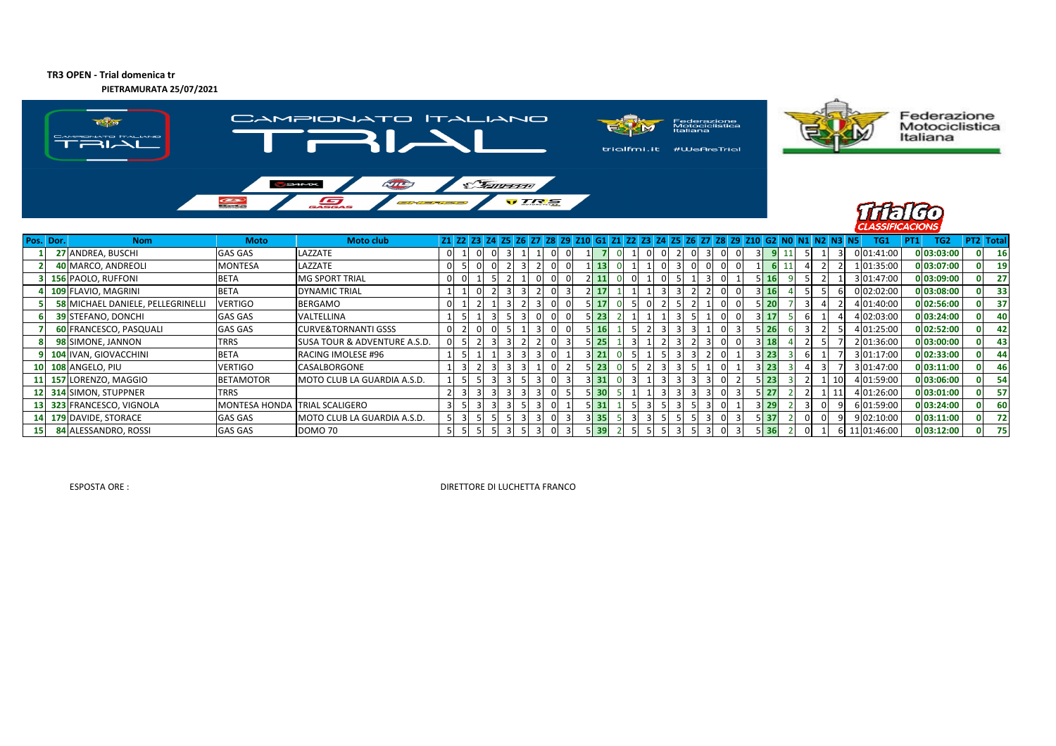**TR3 OPEN - Trial domenica tr**

**PIETRAMURATA 25/07/2021**

| Pos. | Dor. | Nom | Moto | Moto club | Z1 | Z2 | Z3 | Z4 | Z5 | Z6 | Z7 | Z8 | Z9 | Z10 | G1 | Z1 | Z2 | Z3 | Z4 | Z5 | Z6 | Z7 | Z8 | Z9 | Z10 | G2 | N0 | N1 | N2 | N3 | N5 | TG1 | PT1 | TG2 | PT2 | Total |
|---|---|---|---|---|---|---|---|---|---|---|---|---|---|---|---|---|---|---|---|---|---|---|---|---|---|---|---|---|---|---|---|---|---|---|---|---|
| 1 | 27 | ANDREA, BUSCHI | GAS GAS | LAZZATE | 0 | 1 | 0 | 0 | 3 | 1 | 1 | 0 | 0 | 1 | 7 | 0 | 1 | 0 | 0 | 2 | 0 | 3 | 0 | 0 | 3 | 9 | 11 | 5 | 1 | 3 | 0 | 01:41:00 | 0 | 03:03:00 | 0 | 16 |
| 2 | 40 | MARCO, ANDREOLI | MONTESA | LAZZATE | 0 | 5 | 0 | 0 | 2 | 3 | 2 | 0 | 0 | 1 | 13 | 0 | 1 | 1 | 0 | 3 | 0 | 0 | 0 | 0 | 1 | 6 | 11 | 4 | 2 | 2 | 1 | 01:35:00 | 0 | 03:07:00 | 0 | 19 |
| 3 | 156 | PAOLO, RUFFONI | BETA | MG SPORT TRIAL | 0 | 0 | 1 | 5 | 2 | 1 | 0 | 0 | 0 | 2 | 11 | 0 | 0 | 1 | 0 | 5 | 1 | 3 | 0 | 1 | 5 | 16 | 9 | 5 | 2 | 1 | 3 | 01:47:00 | 0 | 03:09:00 | 0 | 27 |
| 4 | 109 | FLAVIO, MAGRINI | BETA | DYNAMIC TRIAL | 1 | 1 | 0 | 2 | 3 | 3 | 2 | 0 | 3 | 2 | 17 | 1 | 1 | 1 | 3 | 3 | 2 | 2 | 0 | 0 | 3 | 16 | 4 | 5 | 5 | 6 | 0 | 02:02:00 | 0 | 03:08:00 | 0 | 33 |
| 5 | 58 | MICHAEL DANIELE, PELLEGRINELLI | VERTIGO | BERGAMO | 0 | 1 | 2 | 1 | 3 | 2 | 3 | 0 | 0 | 5 | 17 | 0 | 5 | 0 | 2 | 5 | 2 | 1 | 0 | 0 | 5 | 20 | 7 | 3 | 4 | 2 | 4 | 01:40:00 | 0 | 02:56:00 | 0 | 37 |
| 6 | 39 | STEFANO, DONCHI | GAS GAS | VALTELLINA | 1 | 5 | 1 | 3 | 5 | 3 | 0 | 0 | 0 | 5 | 23 | 2 | 1 | 1 | 1 | 3 | 5 | 1 | 0 | 0 | 3 | 17 | 5 | 6 | 1 | 4 | 4 | 02:03:00 | 0 | 03:24:00 | 0 | 40 |
| 7 | 60 | FRANCESCO, PASQUALI | GAS GAS | CURVE&TORNANTI GSSS | 0 | 2 | 0 | 0 | 5 | 1 | 3 | 0 | 0 | 5 | 16 | 1 | 5 | 2 | 3 | 3 | 3 | 1 | 0 | 3 | 5 | 26 | 6 | 3 | 2 | 5 | 4 | 01:25:00 | 0 | 02:52:00 | 0 | 42 |
| 8 | 98 | SIMONE, JANNON | TRRS | SUSA TOUR & ADVENTURE A.S.D. | 0 | 5 | 2 | 3 | 3 | 2 | 2 | 0 | 3 | 5 | 25 | 1 | 3 | 1 | 2 | 3 | 2 | 3 | 0 | 0 | 3 | 18 | 4 | 2 | 5 | 7 | 2 | 01:36:00 | 0 | 03:00:00 | 0 | 43 |
| 9 | 104 | IVAN, GIOVACCHINI | BETA | RACING IMOLESE #96 | 1 | 5 | 1 | 1 | 3 | 3 | 3 | 0 | 1 | 3 | 21 | 0 | 5 | 1 | 5 | 3 | 3 | 2 | 0 | 1 | 3 | 23 | 3 | 6 | 1 | 7 | 3 | 01:17:00 | 0 | 02:33:00 | 0 | 44 |
| 10 | 108 | ANGELO, PIU | VERTIGO | CASALBORGONE | 1 | 3 | 2 | 3 | 3 | 3 | 1 | 0 | 2 | 5 | 23 | 0 | 5 | 2 | 3 | 3 | 5 | 1 | 0 | 1 | 3 | 23 | 3 | 4 | 3 | 7 | 3 | 01:47:00 | 0 | 03:11:00 | 0 | 46 |
| 11 | 157 | LORENZO, MAGGIO | BETAMOTOR | MOTO CLUB LA GUARDIA A.S.D. | 1 | 5 | 5 | 3 | 3 | 5 | 3 | 0 | 3 | 3 | 31 | 0 | 3 | 1 | 3 | 3 | 3 | 3 | 0 | 2 | 5 | 23 | 3 | 2 | 1 | 10 | 4 | 01:59:00 | 0 | 03:06:00 | 0 | 54 |
| 12 | 314 | SIMON, STUPPNER | TRRS | | 2 | 3 | 3 | 3 | 3 | 3 | 3 | 0 | 5 | 5 | 30 | 5 | 1 | 1 | 3 | 3 | 3 | 3 | 0 | 3 | 5 | 27 | 2 | 2 | 1 | 11 | 4 | 01:26:00 | 0 | 03:01:00 | 0 | 57 |
| 13 | 323 | FRANCESCO, VIGNOLA | MONTESA HONDA | TRIAL SCALIGERO | 3 | 5 | 3 | 3 | 3 | 5 | 3 | 0 | 1 | 5 | 31 | 1 | 5 | 3 | 5 | 3 | 5 | 3 | 0 | 1 | 3 | 29 | 2 | 3 | 0 | 9 | 6 | 01:59:00 | 0 | 03:24:00 | 0 | 60 |
| 14 | 179 | DAVIDE, STORACE | GAS GAS | MOTO CLUB LA GUARDIA A.S.D. | 5 | 3 | 5 | 5 | 5 | 3 | 3 | 0 | 3 | 3 | 35 | 5 | 3 | 3 | 5 | 5 | 5 | 3 | 0 | 3 | 5 | 37 | 2 | 0 | 0 | 9 | 9 | 02:10:00 | 0 | 03:11:00 | 0 | 72 |
| 15 | 84 | ALESSANDRO, ROSSI | GAS GAS | DOMO 70 | 5 | 5 | 5 | 5 | 3 | 5 | 3 | 0 | 3 | 5 | 39 | 2 | 5 | 5 | 5 | 3 | 5 | 3 | 0 | 3 | 5 | 36 | 2 | 0 | 1 | 6 | 11 | 01:46:00 | 0 | 03:12:00 | 0 | 75 |

ESPOSTA ORE :

DIRETTORE DI LUCHETTA FRANCO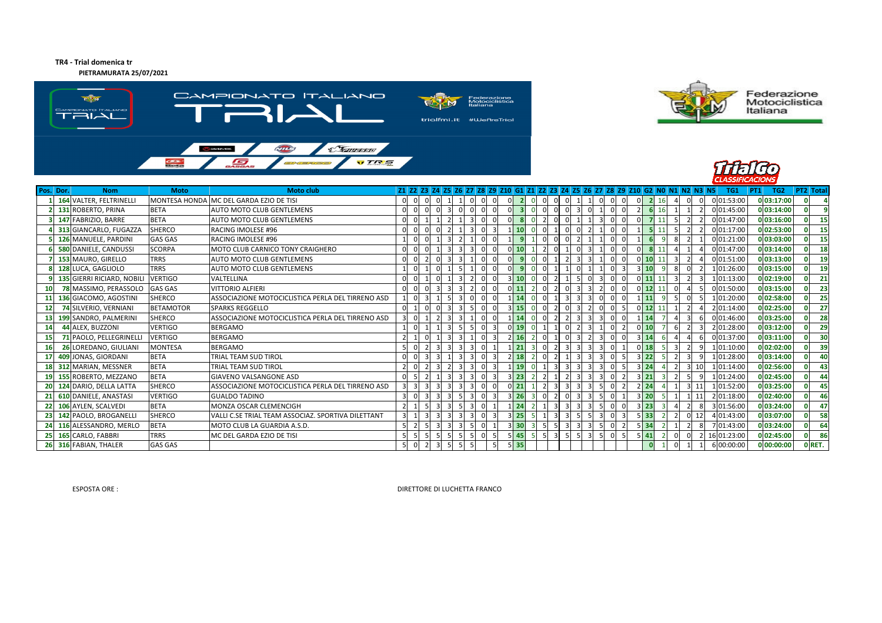**TR4 - Trial domenica tr**

**PIETRAMURATA 25/07/2021**

| Pos. | Dor. | Nom | Moto | Moto club | Z1 | Z2 | Z3 | Z4 | Z5 | Z6 | Z7 | Z8 | Z9 | Z10 | G1 | Z1 | Z2 | Z3 | Z4 | Z5 | Z6 | Z7 | Z8 | Z9 | Z10 | G2 | N0 | N1 | N2 | N3 | N5 | TG1 | PT1 | TG2 | PT2 | Total |
|---|---|---|---|---|---|---|---|---|---|---|---|---|---|---|---|---|---|---|---|---|---|---|---|---|---|---|---|---|---|---|---|---|---|---|---|---|
| 1 | 164 | VALTER, FELTRINELLI | MONTESA HONDA | MC DEL GARDA EZIO DE TISI | 0 | 0 | 0 | 0 | 1 | 1 | 0 | 0 | 0 | 0 | 2 | 0 | 0 | 0 | 0 | 1 | 1 | 0 | 0 | 0 | 0 | 2 | 16 | 4 | 0 | 0 | 0 | 01:53:00 | 0 | 03:17:00 | 0 | 4 |
| 2 | 131 | ROBERTO, PRINA | BETA | AUTO MOTO CLUB GENTLEMENS | 0 | 0 | 0 | 0 | 3 | 0 | 0 | 0 | 0 | 0 | 3 | 0 | 0 | 0 | 0 | 3 | 0 | 1 | 0 | 0 | 2 | 6 | 16 | 1 | 1 | 2 | 0 | 01:45:00 | 0 | 03:14:00 | 0 | 9 |
| 3 | 147 | FABRIZIO, BARRE | BETA | AUTO MOTO CLUB GENTLEMENS | 0 | 0 | 1 | 1 | 2 | 1 | 3 | 0 | 0 | 0 | 8 | 0 | 2 | 0 | 0 | 1 | 1 | 3 | 0 | 0 | 0 | 7 | 11 | 5 | 2 | 2 | 0 | 01:47:00 | 0 | 03:16:00 | 0 | 15 |
| 4 | 313 | GIANCARLO, FUGAZZA | SHERCO | RACING IMOLESE #96 | 0 | 0 | 0 | 0 | 2 | 1 | 3 | 0 | 3 | 1 | 10 | 0 | 0 | 1 | 0 | 0 | 2 | 1 | 0 | 0 | 1 | 5 | 11 | 5 | 2 | 2 | 0 | 01:17:00 | 0 | 02:53:00 | 0 | 15 |
| 5 | 126 | MANUELE, PARDINI | GAS GAS | RACING IMOLESE #96 | 1 | 0 | 0 | 1 | 3 | 2 | 1 | 0 | 0 | 1 | 9 | 1 | 0 | 0 | 0 | 2 | 1 | 1 | 0 | 0 | 1 | 6 | 9 | 8 | 2 | 1 | 0 | 01:21:00 | 0 | 03:03:00 | 0 | 15 |
| 6 | 580 | DANIELE, CANDUSSI | SCORPA | MOTO CLUB CARNICO TONY CRAIGHERO | 0 | 0 | 0 | 1 | 3 | 3 | 3 | 0 | 0 | 0 | 10 | 1 | 2 | 0 | 1 | 0 | 3 | 1 | 0 | 0 | 0 | 8 | 11 | 4 | 1 | 4 | 0 | 01:47:00 | 0 | 03:14:00 | 0 | 18 |
| 7 | 153 | MAURO, GIRELLO | TRRS | AUTO MOTO CLUB GENTLEMENS | 0 | 0 | 2 | 0 | 3 | 3 | 1 | 0 | 0 | 0 | 9 | 0 | 0 | 1 | 2 | 3 | 3 | 1 | 0 | 0 | 0 | 10 | 11 | 3 | 2 | 4 | 0 | 01:51:00 | 0 | 03:13:00 | 0 | 19 |
| 8 | 128 | LUCA, GAGLIOLO | TRRS | AUTO MOTO CLUB GENTLEMENS | 1 | 0 | 1 | 0 | 1 | 5 | 1 | 0 | 0 | 0 | 9 | 0 | 0 | 1 | 1 | 0 | 1 | 1 | 0 | 3 | 3 | 10 | 9 | 8 | 0 | 2 | 1 | 01:26:00 | 0 | 03:15:00 | 0 | 19 |
| 9 | 135 | GIERRI RICIARD, NOBILI | VERTIGO | VALTELLINA | 0 | 0 | 1 | 0 | 1 | 3 | 2 | 0 | 0 | 3 | 10 | 0 | 0 | 2 | 1 | 5 | 0 | 3 | 0 | 0 | 0 | 11 | 11 | 3 | 2 | 3 | 1 | 01:13:00 | 0 | 02:19:00 | 0 | 21 |
| 10 | 78 | MASSIMO, PERASSOLO | GAS GAS | VITTORIO ALFIERI | 0 | 0 | 0 | 3 | 3 | 3 | 2 | 0 | 0 | 0 | 11 | 2 | 0 | 2 | 0 | 3 | 3 | 2 | 0 | 0 | 0 | 12 | 11 | 0 | 4 | 5 | 0 | 01:50:00 | 0 | 03:15:00 | 0 | 23 |
| 11 | 136 | GIACOMO, AGOSTINI | SHERCO | ASSOCIAZIONE MOTOCICLISTICA PERLA DEL TIRRENO ASD | 1 | 0 | 3 | 1 | 5 | 3 | 0 | 0 | 0 | 1 | 14 | 0 | 0 | 1 | 3 | 3 | 3 | 0 | 0 | 0 | 1 | 11 | 9 | 5 | 0 | 5 | 1 | 01:20:00 | 0 | 02:58:00 | 0 | 25 |
| 12 | 74 | SILVERIO, VERNIANI | BETAMOTOR | SPARKS REGGELLO | 0 | 1 | 0 | 0 | 3 | 3 | 5 | 0 | 0 | 3 | 15 | 0 | 0 | 2 | 0 | 3 | 2 | 0 | 0 | 5 | 0 | 12 | 11 | 1 | 2 | 4 | 2 | 01:14:00 | 0 | 02:25:00 | 0 | 27 |
| 13 | 199 | SANDRO, PALMERINI | SHERCO | ASSOCIAZIONE MOTOCICLISTICA PERLA DEL TIRRENO ASD | 3 | 0 | 1 | 2 | 3 | 3 | 1 | 0 | 0 | 1 | 14 | 0 | 0 | 2 | 2 | 3 | 3 | 3 | 0 | 0 | 1 | 14 | 7 | 4 | 3 | 6 | 0 | 01:46:00 | 0 | 03:25:00 | 0 | 28 |
| 14 | 44 | ALEX, BUZZONI | VERTIGO | BERGAMO | 1 | 0 | 1 | 1 | 3 | 5 | 5 | 0 | 3 | 0 | 19 | 0 | 1 | 1 | 0 | 2 | 3 | 1 | 0 | 2 | 0 | 10 | 7 | 6 | 2 | 3 | 2 | 01:28:00 | 0 | 03:12:00 | 0 | 29 |
| 15 | 71 | PAOLO, PELLEGRINELLI | VERTIGO | BERGAMO | 2 | 1 | 0 | 1 | 3 | 3 | 1 | 0 | 3 | 2 | 16 | 2 | 0 | 1 | 0 | 3 | 2 | 3 | 0 | 0 | 3 | 14 | 6 | 4 | 4 | 6 | 0 | 01:37:00 | 0 | 03:11:00 | 0 | 30 |
| 16 | 26 | LOREDANO, GIULIANI | MONTESA | BERGAMO | 5 | 0 | 2 | 3 | 3 | 3 | 3 | 0 | 1 | 1 | 21 | 3 | 0 | 2 | 3 | 3 | 3 | 3 | 0 | 1 | 0 | 18 | 5 | 3 | 2 | 9 | 1 | 01:10:00 | 0 | 02:02:00 | 0 | 39 |
| 17 | 409 | JONAS, GIORDANI | BETA | TRIAL TEAM SUD TIROL | 0 | 0 | 3 | 3 | 1 | 3 | 3 | 0 | 3 | 2 | 18 | 2 | 0 | 2 | 1 | 3 | 3 | 3 | 0 | 5 | 3 | 22 | 5 | 2 | 3 | 9 | 1 | 01:28:00 | 0 | 03:14:00 | 0 | 40 |
| 18 | 312 | MARIAN, MESSNER | BETA | TRIAL TEAM SUD TIROL | 2 | 0 | 2 | 3 | 2 | 3 | 3 | 0 | 3 | 1 | 19 | 0 | 1 | 3 | 3 | 3 | 3 | 3 | 0 | 5 | 3 | 24 | 4 | 2 | 3 | 10 | 1 | 01:14:00 | 0 | 02:56:00 | 0 | 43 |
| 19 | 155 | ROBERTO, MEZZANO | BETA | GIAVENO VALSANGONE ASD | 0 | 5 | 2 | 1 | 3 | 3 | 3 | 0 | 3 | 3 | 23 | 2 | 2 | 1 | 2 | 3 | 3 | 3 | 0 | 2 | 3 | 21 | 3 | 2 | 5 | 9 | 1 | 01:24:00 | 0 | 02:45:00 | 0 | 44 |
| 20 | 124 | DARIO, DELLA LATTA | SHERCO | ASSOCIAZIONE MOTOCICLISTICA PERLA DEL TIRRENO ASD | 3 | 3 | 3 | 3 | 3 | 3 | 3 | 0 | 0 | 0 | 21 | 1 | 2 | 3 | 3 | 3 | 3 | 5 | 0 | 2 | 2 | 24 | 4 | 1 | 3 | 11 | 1 | 01:52:00 | 0 | 03:25:00 | 0 | 45 |
| 21 | 610 | DANIELE, ANASTASI | VERTIGO | GUALDO TADINO | 3 | 0 | 3 | 3 | 5 | 3 | 3 | 0 | 3 | 3 | 26 | 3 | 0 | 2 | 0 | 3 | 3 | 5 | 0 | 1 | 3 | 20 | 5 | 1 | 1 | 11 | 2 | 01:18:00 | 0 | 02:40:00 | 0 | 46 |
| 22 | 106 | AYLEN, SCALVEDI | BETA | MONZA OSCAR CLEMENCIGH | 2 | 1 | 5 | 3 | 3 | 5 | 3 | 0 | 1 | 1 | 24 | 2 | 1 | 3 | 3 | 3 | 3 | 5 | 0 | 0 | 3 | 23 | 3 | 4 | 2 | 8 | 3 | 01:56:00 | 0 | 03:24:00 | 0 | 47 |
| 23 | 142 | PAOLO, BROGANELLI | SHERCO | VALLI C.SE TRIAL TEAM ASSOCIAZ. SPORTIVA DILETTANT | 3 | 1 | 3 | 3 | 3 | 3 | 3 | 0 | 3 | 3 | 25 | 5 | 1 | 3 | 3 | 5 | 5 | 3 | 0 | 3 | 5 | 33 | 2 | 2 | 0 | 12 | 4 | 01:43:00 | 0 | 03:07:00 | 0 | 58 |
| 24 | 116 | ALESSANDRO, MERLO | BETA | MOTO CLUB LA GUARDIA A.S.D. | 5 | 2 | 5 | 3 | 3 | 3 | 5 | 0 | 1 | 3 | 30 | 3 | 5 | 5 | 3 | 3 | 3 | 5 | 0 | 2 | 5 | 34 | 2 | 1 | 2 | 8 | 7 | 01:43:00 | 0 | 03:24:00 | 0 | 64 |
| 25 | 165 | CARLO, FABBRI | TRRS | MC DEL GARDA EZIO DE TISI | 5 | 5 | 5 | 5 | 5 | 5 | 5 | 0 | 5 | 5 | 45 | 5 | 5 | 3 | 5 | 5 | 3 | 5 | 0 | 5 | 5 | 41 | 2 | 0 | 0 | 2 | 16 | 01:23:00 | 0 | 02:45:00 | 0 | 86 |
| 26 | 316 | FABIAN, THALER | GAS GAS | | 5 | 0 | 2 | 3 | 5 | 5 | 5 | | 5 | 5 | 35 | | | | | | | | | | | 0 | 1 | 0 | 1 | 1 | 6 | 00:00:00 | 0 | 00:00:00 | 0 | RET. |

ESPOSTA ORE :

DIRETTORE DI LUCHETTA FRANCO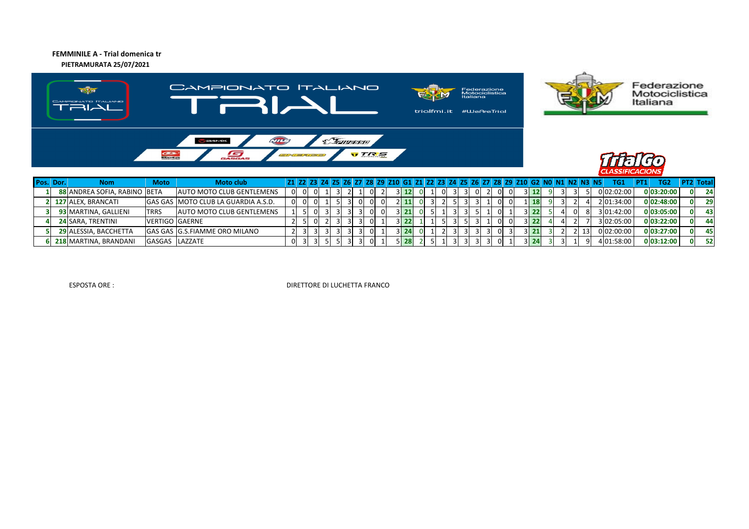**FEMMINILE A - Trial domenica tr**

**PIETRAMURATA 25/07/2021**

| Pos. | Dor. | Nom | Moto | Moto club | Z1 | Z2 | Z3 | Z4 | Z5 | Z6 | Z7 | Z8 | Z9 | Z10 | G1 | Z1 | Z2 | Z3 | Z4 | Z5 | Z6 | Z7 | Z8 | Z9 | Z10 | G2 | N0 | N1 | N2 | N3 | N5 | TG1 | PT1 | TG2 | PT2 | Total |
|---|---|---|---|---|---|---|---|---|---|---|---|---|---|---|---|---|---|---|---|---|---|---|---|---|---|---|---|---|---|---|---|---|---|---|---|---|
| 1 | 88 | ANDREA SOFIA, RABINO | BETA | AUTO MOTO CLUB GENTLEMENS | 0 | 0 | 0 | 1 | 3 | 2 | 1 | 0 | 2 | 3 | 12 | 0 | 1 | 0 | 3 | 3 | 0 | 2 | 0 | 0 | 3 | 12 | 9 | 3 | 3 | 5 | 0 | 02:02:00 | 0 | 03:20:00 | 0 | 24 |
| 2 | 127 | ALEX, BRANCATI | GAS GAS | MOTO CLUB LA GUARDIA A.S.D. | 0 | 0 | 0 | 1 | 5 | 3 | 0 | 0 | 0 | 2 | 11 | 0 | 3 | 2 | 5 | 3 | 3 | 1 | 0 | 0 | 1 | 18 | 9 | 3 | 2 | 4 | 2 | 01:34:00 | 0 | 02:48:00 | 0 | 29 |
| 3 | 93 | MARTINA, GALLIENI | TRRS | AUTO MOTO CLUB GENTLEMENS | 1 | 5 | 0 | 3 | 3 | 3 | 3 | 0 | 0 | 3 | 21 | 0 | 5 | 1 | 3 | 3 | 5 | 1 | 0 | 1 | 3 | 22 | 5 | 4 | 0 | 8 | 3 | 01:42:00 | 0 | 03:05:00 | 0 | 43 |
| 4 | 24 | SARA, TRENTINI | VERTIGO | GAERNE | 2 | 5 | 0 | 2 | 3 | 3 | 3 | 0 | 1 | 3 | 22 | 1 | 1 | 5 | 3 | 5 | 3 | 1 | 0 | 0 | 3 | 22 | 4 | 4 | 2 | 7 | 3 | 02:05:00 | 0 | 03:22:00 | 0 | 44 |
| 5 | 29 | ALESSIA, BACCHETTA | GAS GAS | G.S.FIAMME ORO MILANO | 2 | 3 | 3 | 3 | 3 | 3 | 3 | 0 | 1 | 3 | 24 | 0 | 1 | 2 | 3 | 3 | 3 | 3 | 0 | 3 | 3 | 21 | 3 | 2 | 2 | 13 | 0 | 02:00:00 | 0 | 03:27:00 | 0 | 45 |
| 6 | 218 | MARTINA, BRANDANI | GASGAS | LAZZATE | 0 | 3 | 3 | 5 | 5 | 3 | 3 | 0 | 1 | 5 | 28 | 2 | 5 | 1 | 3 | 3 | 3 | 3 | 0 | 1 | 3 | 24 | 3 | 3 | 1 | 9 | 4 | 01:58:00 | 0 | 03:12:00 | 0 | 52 |

ESPOSTA ORE :

DIRETTORE DI LUCHETTA FRANCO